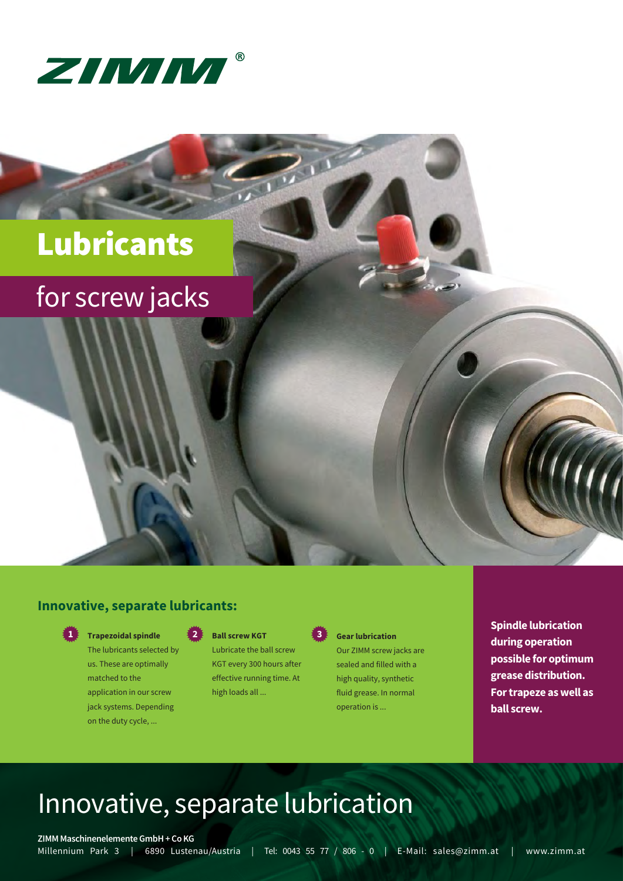ZIMM®

# Lubricants

## for screw jacks

### Innovative, separate lubricants:

1. **Trapezoidal spindle**
   The lubricants selected by us. These are optimally matched to the application in our screw jack systems. Depending on the duty cycle, ...

2. **Ball screw KGT**
   Lubricate the ball screw KGT every 300 hours after effective running time. At high loads all ...

3. **Gear lubrication**
   Our ZIMM screw jacks are sealed and filled with a high quality, synthetic fluid grease. In normal operation is ...

**Spindle lubrication during operation possible for optimum grease distribution. For trapeze as well as ball screw.**

# Innovative, separate lubrication

**ZIMM Maschinenelemente GmbH + Co KG**
Millennium Park 3 | 6890 Lustenau/Austria | Tel: 0043 55 77 / 806 - 0 | E-Mail: sales@zimm.at | www.zimm.at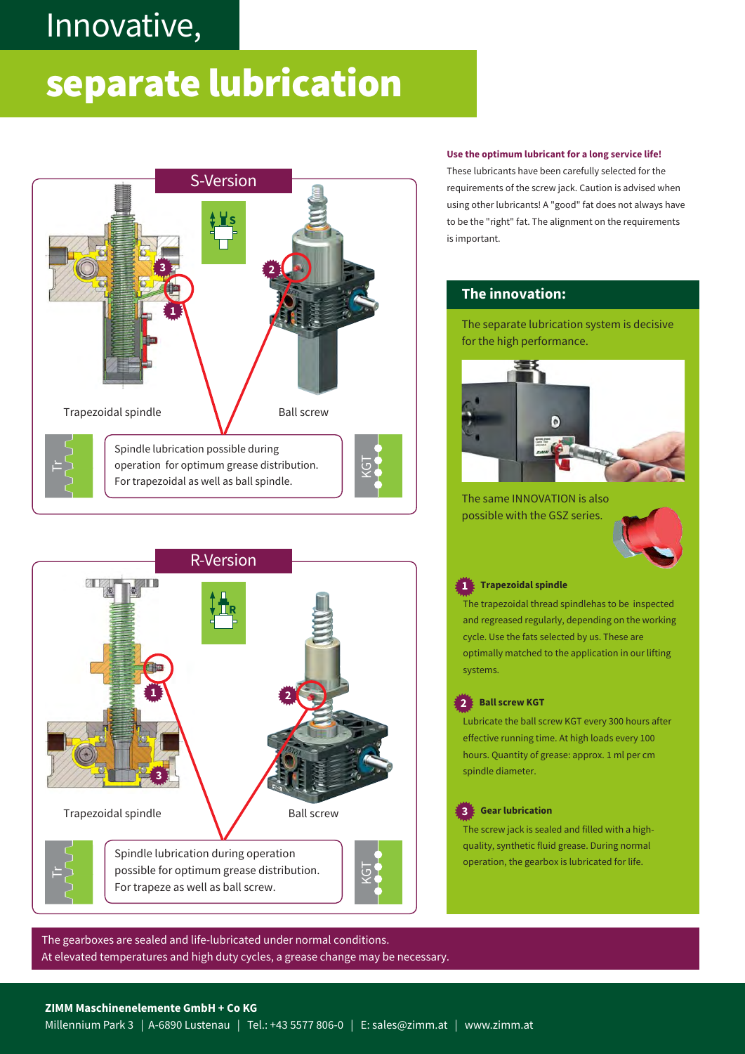# Innovative,

# separate lubrication

## S-Version

Trapezoidal spindle

Ball screw

Spindle lubrication possible during operation for optimum grease distribution. For trapezoidal as well as ball spindle.

## R-Version

Trapezoidal spindle

Ball screw

Spindle lubrication during operation possible for optimum grease distribution. For trapeze as well as ball screw.

**Use the optimum lubricant for a long service life!**

These lubricants have been carefully selected for the requirements of the screw jack. Caution is advised when using other lubricants! A "good" fat does not always have to be the "right" fat. The alignment on the requirements is important.

## The innovation:

The separate lubrication system is decisive for the high performance.

The same INNOVATION is also possible with the GSZ series.

**1 Trapezoidal spindle**

The trapezoidal thread spindlehas to be inspected and regreased regularly, depending on the working cycle. Use the fats selected by us. These are optimally matched to the application in our lifting systems.

**2 Ball screw KGT**

Lubricate the ball screw KGT every 300 hours after effective running time. At high loads every 100 hours. Quantity of grease: approx. 1 ml per cm spindle diameter.

**3 Gear lubrication**

The screw jack is sealed and filled with a high-quality, synthetic fluid grease. During normal operation, the gearbox is lubricated for life.

The gearboxes are sealed and life-lubricated under normal conditions.
At elevated temperatures and high duty cycles, a grease change may be necessary.

**ZIMM Maschinenelemente GmbH + Co KG**
Millennium Park 3 | A-6890 Lustenau | Tel.: +43 5577 806-0 | E: sales@zimm.at | www.zimm.at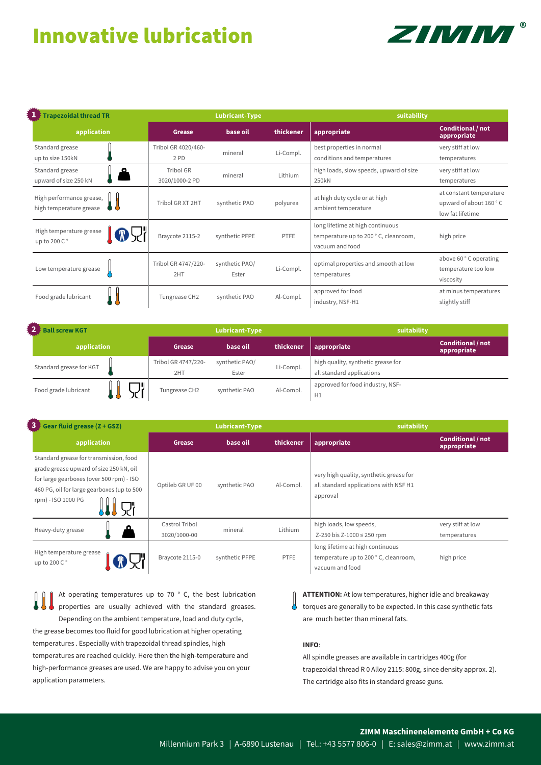# Innovative lubrication

| 1 Trapezoidal thread TR | Lubricant-Type | | | suitability | |
|---|---|---|---|---|---|
| application | Grease | base oil | thickener | appropriate | Conditional / not appropriate |
| Standard grease up to size 150kN | Tribol GR 4020/460-2 PD | mineral | Li-Compl. | best properties in normal conditions and temperatures | very stiff at low temperatures |
| Standard grease upward of size 250 kN | Tribol GR 3020/1000-2 PD | mineral | Lithium | high loads, slow speeds, upward of size 250kN | very stiff at low temperatures |
| High performance grease, high temperature grease | Tribol GR XT 2HT | synthetic PAO | polyurea | at high duty cycle or at high ambient temperature | at constant temperature upward of about 160 ° C low fat lifetime |
| High temperature grease up to 200 C ° | Braycote 2115-2 | synthetic PFPE | PTFE | long lifetime at high continuous temperature up to 200 ° C, cleanroom, vacuum and food | high price |
| Low temperature grease | Tribol GR 4747/220-2HT | synthetic PAO/ Ester | Li-Compl. | optimal properties and smooth at low temperatures | above 60 ° C operating temperature too low viscosity |
| Food grade lubricant | Tungrease CH2 | synthetic PAO | Al-Compl. | approved for food industry, NSF-H1 | at minus temperatures slightly stiff |

| 2 Ball screw KGT | Lubricant-Type | | | suitability | |
|---|---|---|---|---|---|
| application | Grease | base oil | thickener | appropriate | Conditional / not appropriate |
| Standard grease for KGT | Tribol GR 4747/220-2HT | synthetic PAO/ Ester | Li-Compl. | high quality, synthetic grease for all standard applications | |
| Food grade lubricant | Tungrease CH2 | synthetic PAO | Al-Compl. | approved for food industry, NSF-H1 | |

| 3 Gear fluid grease (Z + GSZ) | Lubricant-Type | | | suitability | |
|---|---|---|---|---|---|
| application | Grease | base oil | thickener | appropriate | Conditional / not appropriate |
| Standard grease for transmission, food grade grease upward of size 250 kN, oil for large gearboxes (over 500 rpm) - ISO 460 PG, oil for large gearboxes (up to 500 rpm) - ISO 1000 PG | Optileb GR UF 00 | synthetic PAO | Al-Compl. | very high quality, synthetic grease for all standard applications with NSF H1 approval | |
| Heavy-duty grease | Castrol Tribol 3020/1000-00 | mineral | Lithium | high loads, low speeds, Z-250 bis Z-1000 ≤ 250 rpm | very stiff at low temperatures |
| High temperature grease up to 200 C ° | Braycote 2115-0 | synthetic PFPE | PTFE | long lifetime at high continuous temperature up to 200 ° C, cleanroom, vacuum and food | high price |

At operating temperatures up to 70 ° C, the best lubrication properties are usually achieved with the standard greases. Depending on the ambient temperature, load and duty cycle, the grease becomes too fluid for good lubrication at higher operating temperatures . Especially with trapezoidal thread spindles, high temperatures are reached quickly. Here then the high-temperature and high-performance greases are used. We are happy to advise you on your application parameters.

**ATTENTION:** At low temperatures, higher idle and breakaway torques are generally to be expected. In this case synthetic fats are much better than mineral fats.

**INFO**:

All spindle greases are available in cartridges 400g (for trapezoidal thread R 0 Alloy 2115: 800g, since density approx. 2). The cartridge also fits in standard grease guns.

**ZIMM Maschinenelemente GmbH + Co KG**

Millennium Park 3 | A-6890 Lustenau | Tel.: +43 5577 806-0 | E: sales@zimm.at | www.zimm.at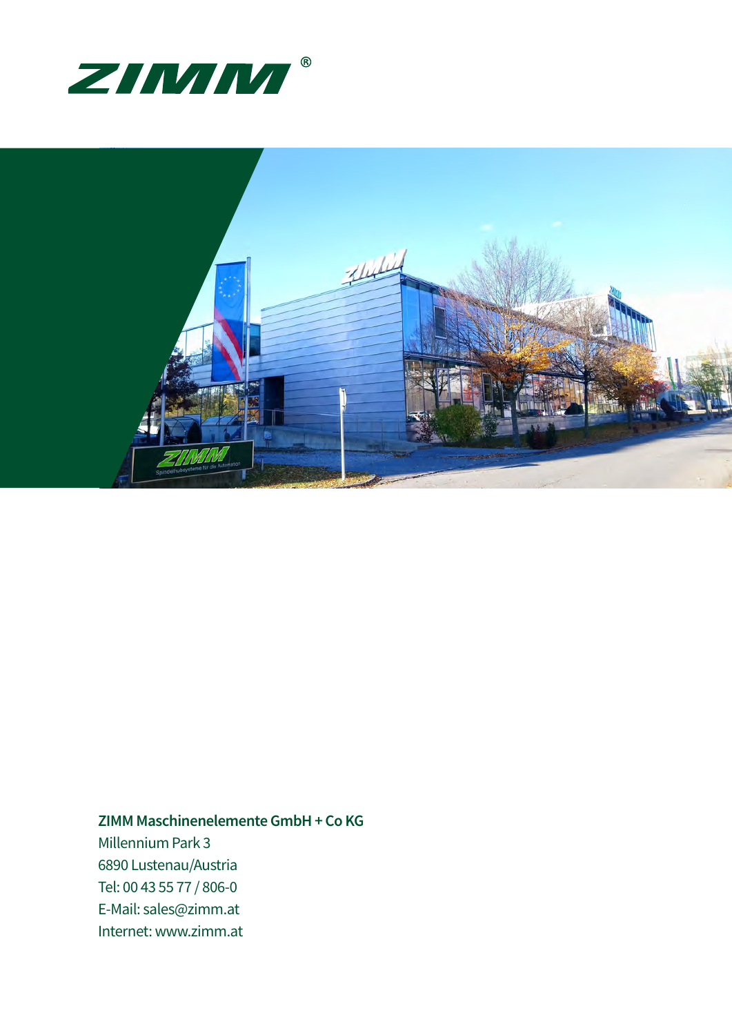ZIMM®

**ZIMM Maschinenelemente GmbH + Co KG**
Millennium Park 3
6890 Lustenau/Austria
Tel: 00 43 55 77 / 806-0
E-Mail: sales@zimm.at
Internet: www.zimm.at